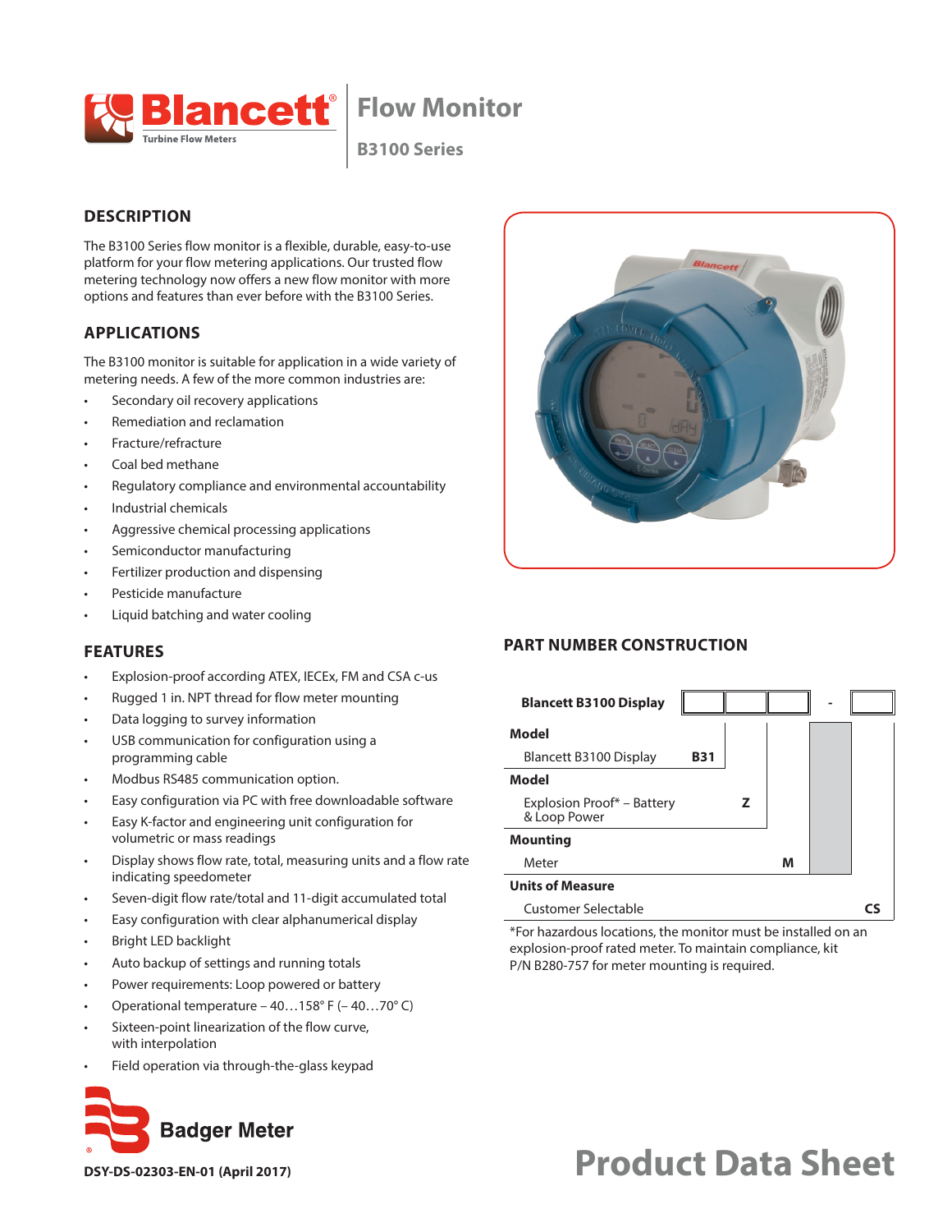# Flow Monitor

## B3100 Series

## DESCRIPTION

The B3100 Series flow monitor is a flexible, durable, easy-to-use platform for your flow metering applications. Our trusted flow metering technology now offers a new flow monitor with more options and features than ever before with the B3100 Series.

## APPLICATIONS

The B3100 monitor is suitable for application in a wide variety of metering needs. A few of the more common industries are:

- Secondary oil recovery applications
- Remediation and reclamation
- Fracture/refracture
- Coal bed methane
- Regulatory compliance and environmental accountability
- Industrial chemicals
- Aggressive chemical processing applications
- Semiconductor manufacturing
- Fertilizer production and dispensing
- Pesticide manufacture
- Liquid batching and water cooling

## FEATURES

- Explosion-proof according ATEX, IECEx, FM and CSA c-us
- Rugged 1 in. NPT thread for flow meter mounting
- Data logging to survey information
- USB communication for configuration using a programming cable
- Modbus RS485 communication option.
- Easy configuration via PC with free downloadable software
- Easy K-factor and engineering unit configuration for volumetric or mass readings
- Display shows flow rate, total, measuring units and a flow rate indicating speedometer
- Seven-digit flow rate/total and 11-digit accumulated total
- Easy configuration with clear alphanumerical display
- Bright LED backlight
- Auto backup of settings and running totals
- Power requirements: Loop powered or battery
- Operational temperature – 40…158° F (– 40…70° C)
- Sixteen-point linearization of the flow curve, with interpolation
- Field operation via through-the-glass keypad

## PART NUMBER CONSTRUCTION

| Blancett B3100 Display | | | | - | |
|---|---|---|---|---|---|
| **Model** | | | | | |
| Blancett B3100 Display | B31 | | | | |
| **Model** | | | | | |
| Explosion Proof* – Battery & Loop Power | | Z | | | |
| **Mounting** | | | | | |
| Meter | | | M | | |
| **Units of Measure** | | | | | |
| Customer Selectable | | | | | CS |

*For hazardous locations, the monitor must be installed on an explosion-proof rated meter. To maintain compliance, kit P/N B280-757 for meter mounting is required.

DSY-DS-02303-EN-01 (April 2017)

Product Data Sheet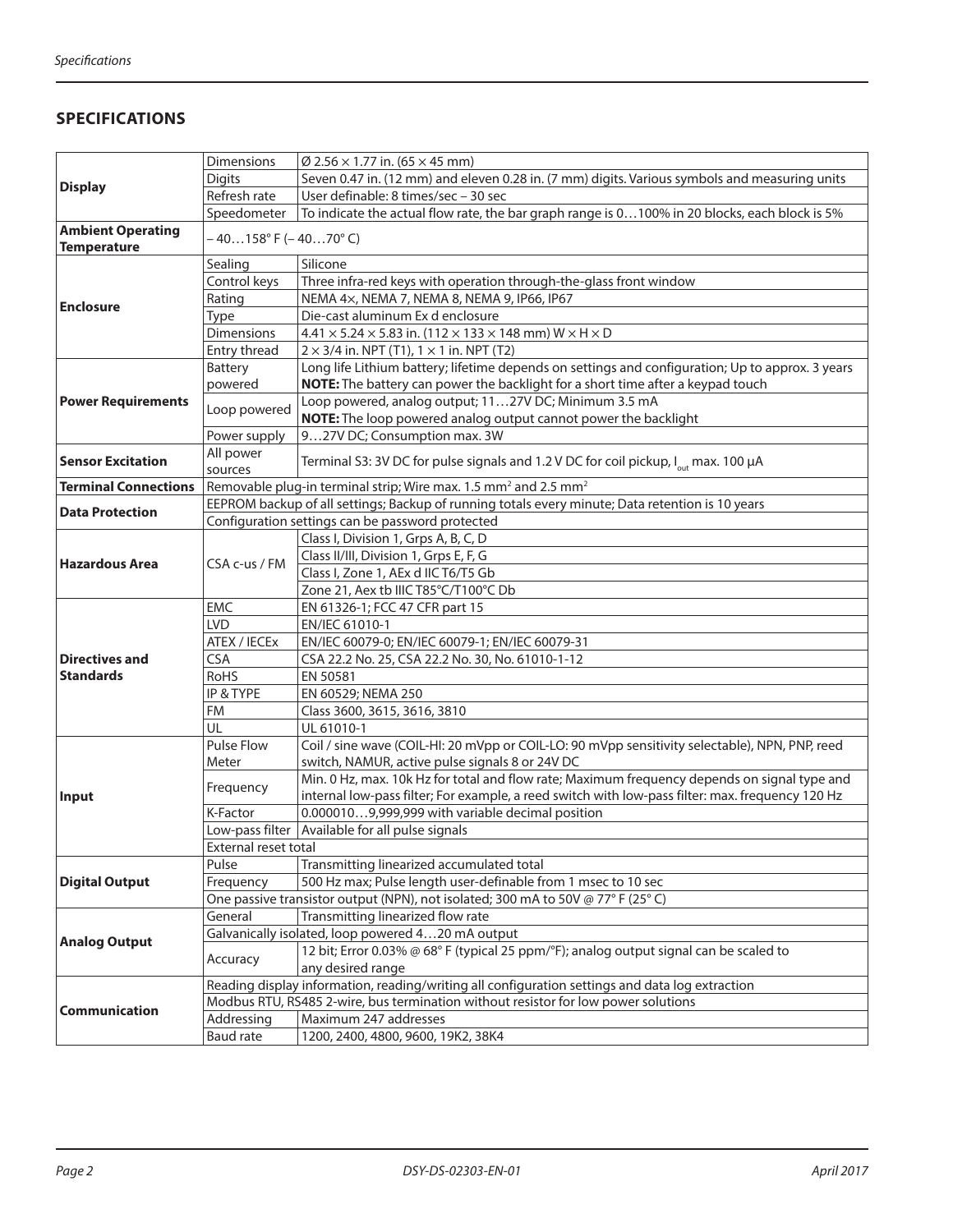## SPECIFICATIONS

| | | |
|---|---|---|
| **Display** | Dimensions | Ø 2.56 × 1.77 in. (65 × 45 mm) |
| | Digits | Seven 0.47 in. (12 mm) and eleven 0.28 in. (7 mm) digits. Various symbols and measuring units |
| | Refresh rate | User definable: 8 times/sec – 30 sec |
| | Speedometer | To indicate the actual flow rate, the bar graph range is 0…100% in 20 blocks, each block is 5% |
| **Ambient Operating Temperature** | – 40…158° F (– 40…70° C) | |
| **Enclosure** | Sealing | Silicone |
| | Control keys | Three infra-red keys with operation through-the-glass front window |
| | Rating | NEMA 4×, NEMA 7, NEMA 8, NEMA 9, IP66, IP67 |
| | Type | Die-cast aluminum Ex d enclosure |
| | Dimensions | 4.41 × 5.24 × 5.83 in. (112 × 133 × 148 mm) W × H × D |
| | Entry thread | 2 × 3/4 in. NPT (T1), 1 × 1 in. NPT (T2) |
| **Power Requirements** | Battery powered | Long life Lithium battery; lifetime depends on settings and configuration; Up to approx. 3 years **NOTE:** The battery can power the backlight for a short time after a keypad touch |
| | Loop powered | Loop powered, analog output; 11…27V DC; Minimum 3.5 mA **NOTE:** The loop powered analog output cannot power the backlight |
| | Power supply | 9…27V DC; Consumption max. 3W |
| **Sensor Excitation** | All power sources | Terminal S3: 3V DC for pulse signals and 1.2 V DC for coil pickup, $I_{out}$ max. 100 µA |
| **Terminal Connections** | Removable plug-in terminal strip; Wire max. 1.5 mm² and 2.5 mm² | |
| **Data Protection** | EEPROM backup of all settings; Backup of running totals every minute; Data retention is 10 years | |
| | Configuration settings can be password protected | |
| **Hazardous Area** | CSA c-us / FM | Class I, Division 1, Grps A, B, C, D |
| | | Class II/III, Division 1, Grps E, F, G |
| | | Class I, Zone 1, AEx d IIC T6/T5 Gb |
| | | Zone 21, Aex tb IIIC T85°C/T100°C Db |
| **Directives and Standards** | EMC | EN 61326-1; FCC 47 CFR part 15 |
| | LVD | EN/IEC 61010-1 |
| | ATEX / IECEx | EN/IEC 60079-0; EN/IEC 60079-1; EN/IEC 60079-31 |
| | CSA | CSA 22.2 No. 25, CSA 22.2 No. 30, No. 61010-1-12 |
| | RoHS | EN 50581 |
| | IP & TYPE | EN 60529; NEMA 250 |
| | FM | Class 3600, 3615, 3616, 3810 |
| | UL | UL 61010-1 |
| **Input** | Pulse Flow Meter | Coil / sine wave (COIL-HI: 20 mVpp or COIL-LO: 90 mVpp sensitivity selectable), NPN, PNP, reed switch, NAMUR, active pulse signals 8 or 24V DC |
| | Frequency | Min. 0 Hz, max. 10k Hz for total and flow rate; Maximum frequency depends on signal type and internal low-pass filter; For example, a reed switch with low-pass filter: max. frequency 120 Hz |
| | K-Factor | 0.000010…9,999,999 with variable decimal position |
| | Low-pass filter | Available for all pulse signals |
| | External reset total | |
| **Digital Output** | Pulse | Transmitting linearized accumulated total |
| | Frequency | 500 Hz max; Pulse length user-definable from 1 msec to 10 sec |
| | One passive transistor output (NPN), not isolated; 300 mA to 50V @ 77° F (25° C) | |
| **Analog Output** | General | Transmitting linearized flow rate |
| | Galvanically isolated, loop powered 4…20 mA output | |
| | Accuracy | 12 bit; Error 0.03% @ 68° F (typical 25 ppm/°F); analog output signal can be scaled to any desired range |
| **Communication** | Reading display information, reading/writing all configuration settings and data log extraction | |
| | Modbus RTU, RS485 2-wire, bus termination without resistor for low power solutions | |
| | Addressing | Maximum 247 addresses |
| | Baud rate | 1200, 2400, 4800, 9600, 19K2, 38K4 |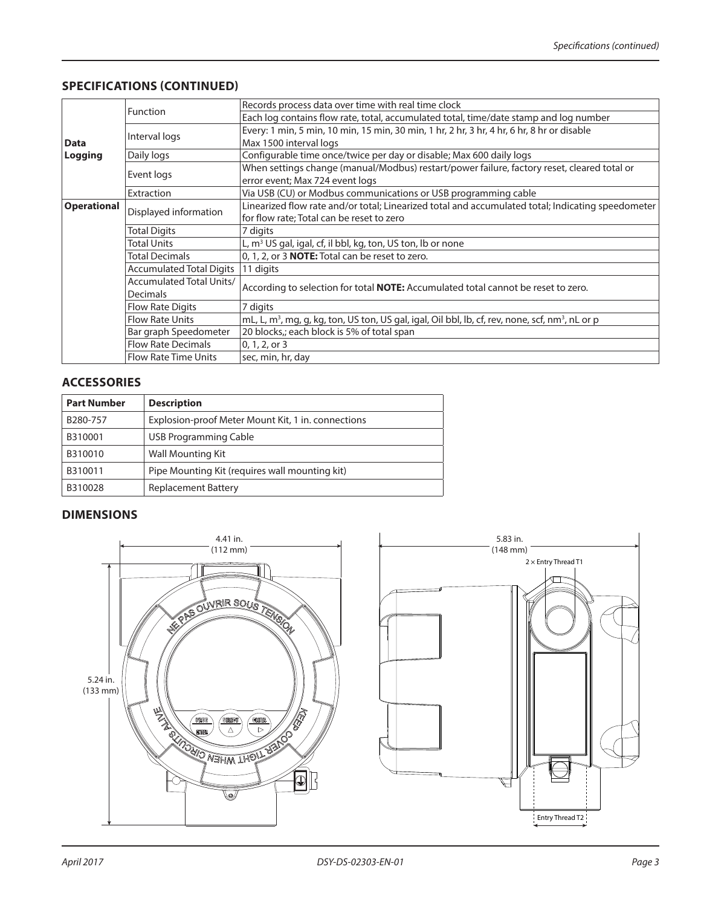## SPECIFICATIONS (CONTINUED)

| | | |
|---|---|---|
| **Data Logging** | Function | Records process data over time with real time clock<br>Each log contains flow rate, total, accumulated total, time/date stamp and log number |
| | Interval logs | Every: 1 min, 5 min, 10 min, 15 min, 30 min, 1 hr, 2 hr, 3 hr, 4 hr, 6 hr, 8 hr or disable<br>Max 1500 interval logs |
| | Daily logs | Configurable time once/twice per day or disable; Max 600 daily logs |
| | Event logs | When settings change (manual/Modbus) restart/power failure, factory reset, cleared total or error event; Max 724 event logs |
| | Extraction | Via USB (CU) or Modbus communications or USB programming cable |
| **Operational** | Displayed information | Linearized flow rate and/or total; Linearized total and accumulated total; Indicating speedometer for flow rate; Total can be reset to zero |
| | Total Digits | 7 digits |
| | Total Units | L, $m^3$ US gal, igal, cf, il bbl, kg, ton, US ton, lb or none |
| | Total Decimals | 0, 1, 2, or 3 **NOTE:** Total can be reset to zero. |
| | Accumulated Total Digits | 11 digits |
| | Accumulated Total Units/ Decimals | According to selection for total **NOTE:** Accumulated total cannot be reset to zero. |
| | Flow Rate Digits | 7 digits |
| | Flow Rate Units | mL, L, $m^3$, mg, g, kg, ton, US ton, US gal, igal, Oil bbl, lb, cf, rev, none, scf, $nm^3$, nL or p |
| | Bar graph Speedometer | 20 blocks,; each block is 5% of total span |
| | Flow Rate Decimals | 0, 1, 2, or 3 |
| | Flow Rate Time Units | sec, min, hr, day |

## ACCESSORIES

| Part Number | Description |
|---|---|
| B280-757 | Explosion-proof Meter Mount Kit, 1 in. connections |
| B310001 | USB Programming Cable |
| B310010 | Wall Mounting Kit |
| B310011 | Pipe Mounting Kit (requires wall mounting kit) |
| B310028 | Replacement Battery |

## DIMENSIONS

4.41 in.
(112 mm)

5.24 in.
(133 mm)

5.83 in.
(148 mm)

2 × Entry Thread T1

Entry Thread T2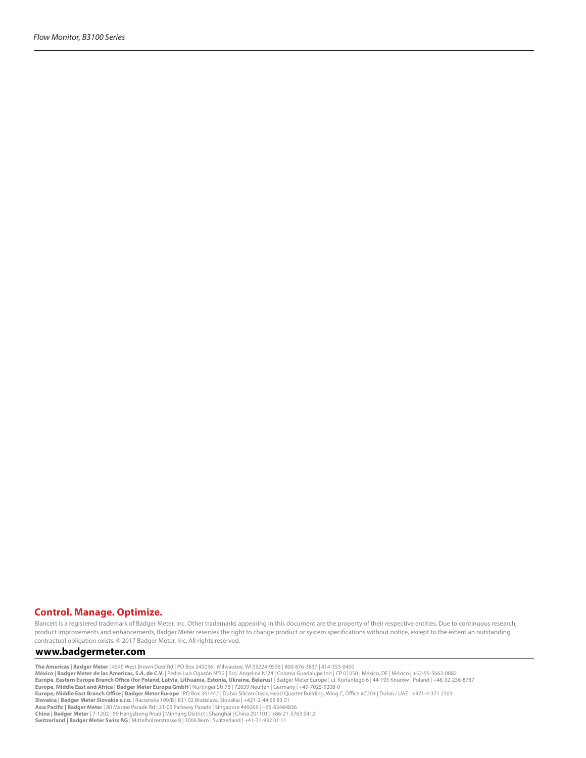**Control. Manage. Optimize.**

Blancett is a registered trademark of Badger Meter, Inc. Other trademarks appearing in this document are the property of their respective entities. Due to continuous research, product improvements and enhancements, Badger Meter reserves the right to change product or system specifications without notice, except to the extent an outstanding contractual obligation exists. © 2017 Badger Meter, Inc. All rights reserved.

**www.badgermeter.com**

**The Americas | Badger Meter** | 4545 West Brown Deer Rd | PO Box 245036 | Milwaukee, WI 53224-9536 | 800-876-3837 | 414-355-0400
**México | Badger Meter de las Americas, S.A. de C.V.** | Pedro Luis Ogazón N°32 | Esq. Angelina N°24 | Colonia Guadalupe Inn | CP 01050 | México, DF | México | +52-55-5662-0882
**Europe, Eastern Europe Branch Office (for Poland, Latvia, Lithuania, Estonia, Ukraine, Belarus)** | Badger Meter Europe | ul. Korfantego 6 | 44-193 Knurów | Poland | +48-32-236-8787
**Europe, Middle East and Africa | Badger Meter Europa GmbH** | Nurtinger Str 76 | 72639 Neuffen | Germany | +49-7025-9208-0
**Europe, Middle East Branch Office | Badger Meter Europe** | PO Box 341442 | Dubai Silicon Oasis, Head Quarter Building, Wing C, Office #C209 | Dubai / UAE | +971-4-371 2503
**Slovakia | Badger Meter Slovakia s.r.o.** | Racianska 109/B | 831 02 Bratislava, Slovakia | +421-2-44 63 83 01
**Asia Pacific | Badger Meter** | 80 Marine Parade Rd | 21-06 Parkway Parade | Singapore 449269 | +65-63464836
**China | Badger Meter** | 7-1202 | 99 Hangzhong Road | Minhang District | Shanghai | China 201101 | +86-21-5763 5412
**Switzerland | Badger Meter Swiss AG** | Mittelholzerstrasse 8 | 3006 Bern | Switzerland | +41-31-932 01 11